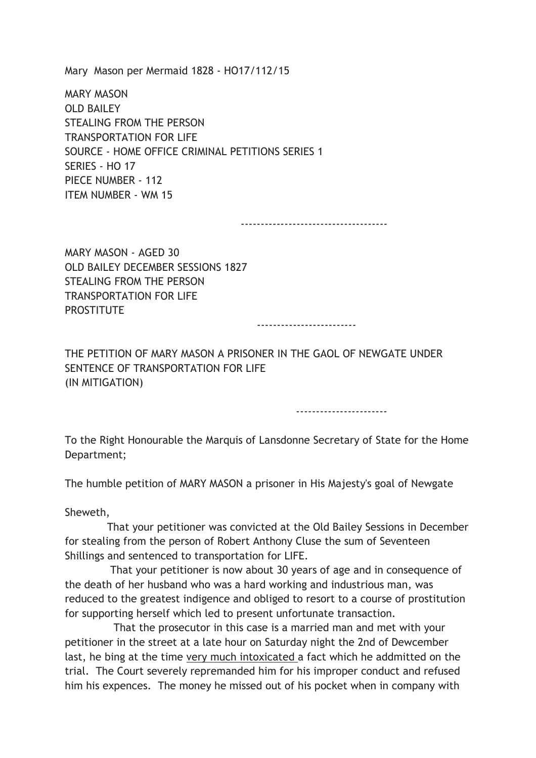Mary Mason per Mermaid 1828 - HO17/112/15

MARY MASON
OLD BAILEY
STEALING FROM THE PERSON
TRANSPORTATION FOR LIFE
SOURCE - HOME OFFICE CRIMINAL PETITIONS SERIES 1
SERIES - HO 17
PIECE NUMBER - 112
ITEM NUMBER - WM 15

------------------------------------

MARY MASON - AGED 30
OLD BAILEY DECEMBER SESSIONS 1827
STEALING FROM THE PERSON
TRANSPORTATION FOR LIFE
PROSTITUTE

-------------------------

THE PETITION OF MARY MASON A PRISONER IN THE GAOL OF NEWGATE UNDER SENTENCE OF TRANSPORTATION FOR LIFE
(IN MITIGATION)

-----------------------

To the Right Honourable the Marquis of Lansdonne Secretary of State for the Home Department;

The humble petition of MARY MASON a prisoner in His Majesty's goal of Newgate

Sheweth,

That your petitioner was convicted at the Old Bailey Sessions in December for stealing from the person of Robert Anthony Cluse the sum of Seventeen Shillings and sentenced to transportation for LIFE.

That your petitioner is now about 30 years of age and in consequence of the death of her husband who was a hard working and industrious man, was reduced to the greatest indigence and obliged to resort to a course of prostitution for supporting herself which led to present unfortunate transaction.

That the prosecutor in this case is a married man and met with your petitioner in the street at a late hour on Saturday night the 2nd of Dewcember last, he bing at the time <u>very much intoxicated</u> a fact which he addmitted on the trial. The Court severely repremanded him for his improper conduct and refused him his expences. The money he missed out of his pocket when in company with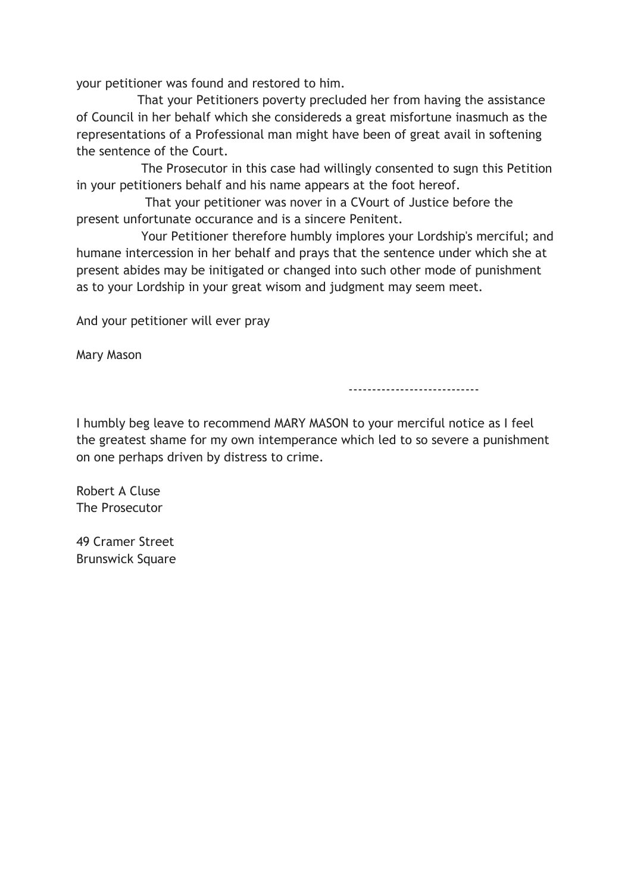your petitioner was found and restored to him.

That your Petitioners poverty precluded her from having the assistance of Council in her behalf which she consídereds a great misfortune inasmuch as the representations of a Professional man might have been of great avail in softening the sentence of the Court.

The Prosecutor in this case had willingly consented to sugn this Petition in your petitioners behalf and his name appears at the foot hereof.

That your petitioner was nover in a CVourt of Justice before the present unfortunate occurance and is a sincere Penitent.

Your Petitioner therefore humbly implores your Lordship's merciful; and humane intercession in her behalf and prays that the sentence under which she at present abides may be initigated or changed into such other mode of punishment as to your Lordship in your great wisom and judgment may seem meet.

And your petitioner will ever pray

Mary Mason

----------------------------

I humbly beg leave to recommend MARY MASON to your merciful notice as I feel the greatest shame for my own intemperance which led to so severe a punishment on one perhaps driven by distress to crime.

Robert A Cluse
The Prosecutor

49 Cramer Street
Brunswick Square